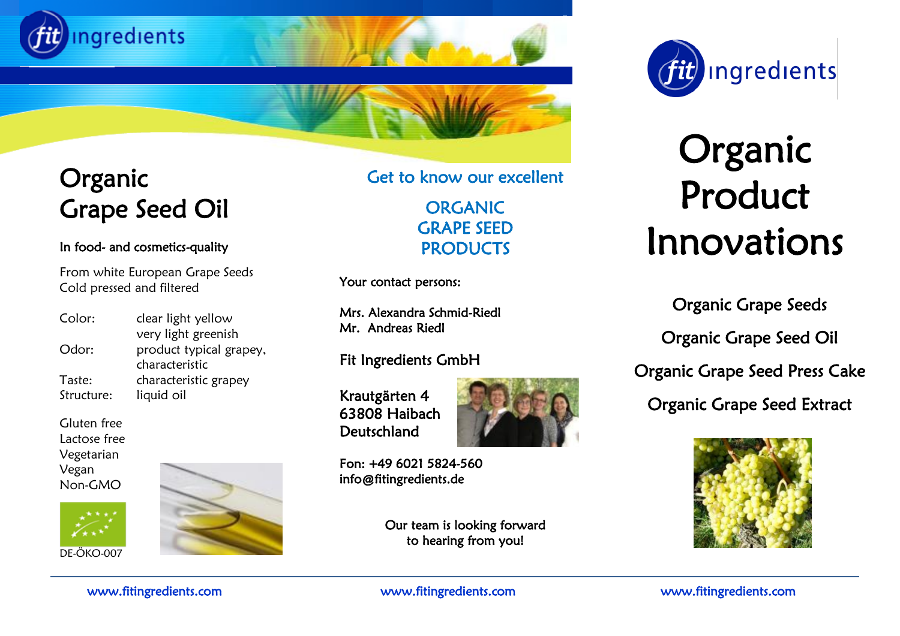# Organic Grape Seed Oil

In food- and cosmetics-quality

From white European Grape Seeds
Cold pressed and filtered

| | |
|---|---|
| Color: | clear light yellow<br>very light greenish |
| Odor: | product typical grapey,<br>characteristic |
| Taste: | characteristic grapey |
| Structure: | liquid oil |

Gluten free
Lactose free
Vegetarian
Vegan
Non-GMO

DE-ÖKO-007

www.fitingredients.com

## Get to know our excellent

## ORGANIC GRAPE SEED PRODUCTS

Your contact persons:

Mrs. Alexandra Schmid-Riedl
Mr. Andreas Riedl

Fit Ingredients GmbH

Krautgärten 4
63808 Haibach
Deutschland

Fon: +49 6021 5824-560
info@fitingredients.de

Our team is looking forward
to hearing from you!

www.fitingredients.com

fit ingredients

# Organic Product Innovations

Organic Grape Seeds

Organic Grape Seed Oil

Organic Grape Seed Press Cake

Organic Grape Seed Extract

www.fitingredients.com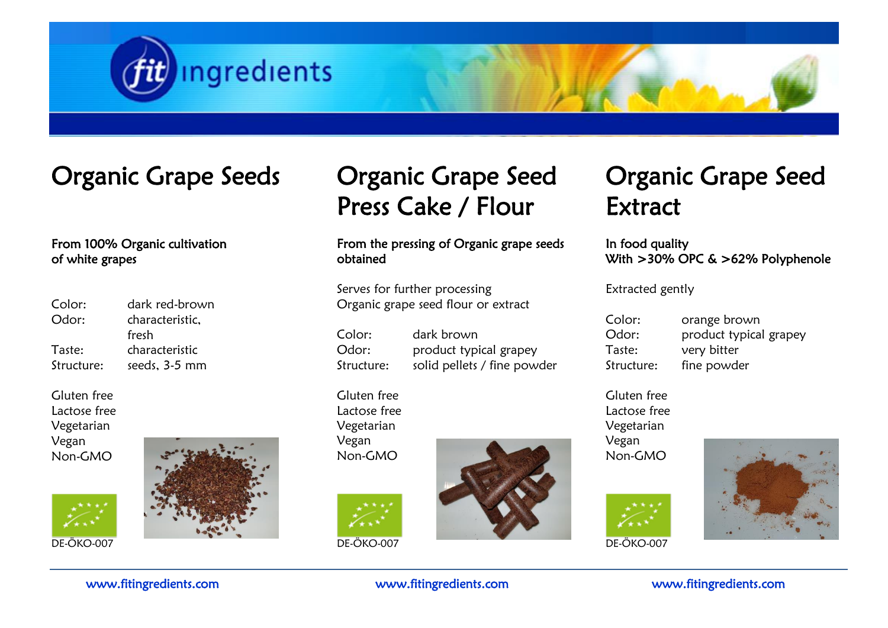fit ingredients

# Organic Grape Seeds

**From 100% Organic cultivation of white grapes**

| | |
|---|---|
| Color: | dark red-brown |
| Odor: | characteristic, fresh |
| Taste: | characteristic |
| Structure: | seeds, 3-5 mm |

Gluten free
Lactose free
Vegetarian
Vegan
Non-GMO

DE-ÖKO-007

# Organic Grape Seed Press Cake / Flour

**From the pressing of Organic grape seeds obtained**

Serves for further processing
Organic grape seed flour or extract

| | |
|---|---|
| Color: | dark brown |
| Odor: | product typical grapey |
| Structure: | solid pellets / fine powder |

Gluten free
Lactose free
Vegetarian
Vegan
Non-GMO

DE-ÖKO-007

# Organic Grape Seed Extract

**In food quality**
**With >30% OPC & >62% Polyphenole**

Extracted gently

| | |
|---|---|
| Color: | orange brown |
| Odor: | product typical grapey |
| Taste: | very bitter |
| Structure: | fine powder |

Gluten free
Lactose free
Vegetarian
Vegan
Non-GMO

DE-ÖKO-007

www.fitingredients.com